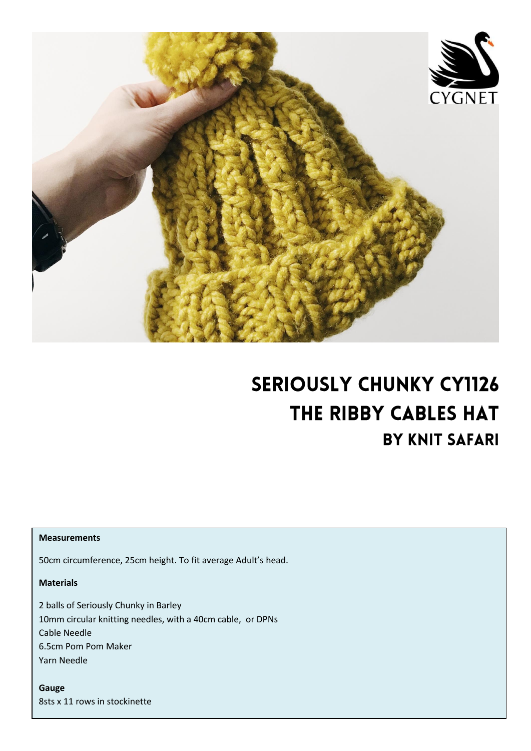# Seriously Chunky CY1126
# The Ribby Cables Hat
## By Knit Safari

**Measurements**

50cm circumference, 25cm height. To fit average Adult's head.

**Materials**

2 balls of Seriously Chunky in Barley
10mm circular knitting needles, with a 40cm cable, or DPNs
Cable Needle
6.5cm Pom Pom Maker
Yarn Needle

**Gauge**
8sts x 11 rows in stockinette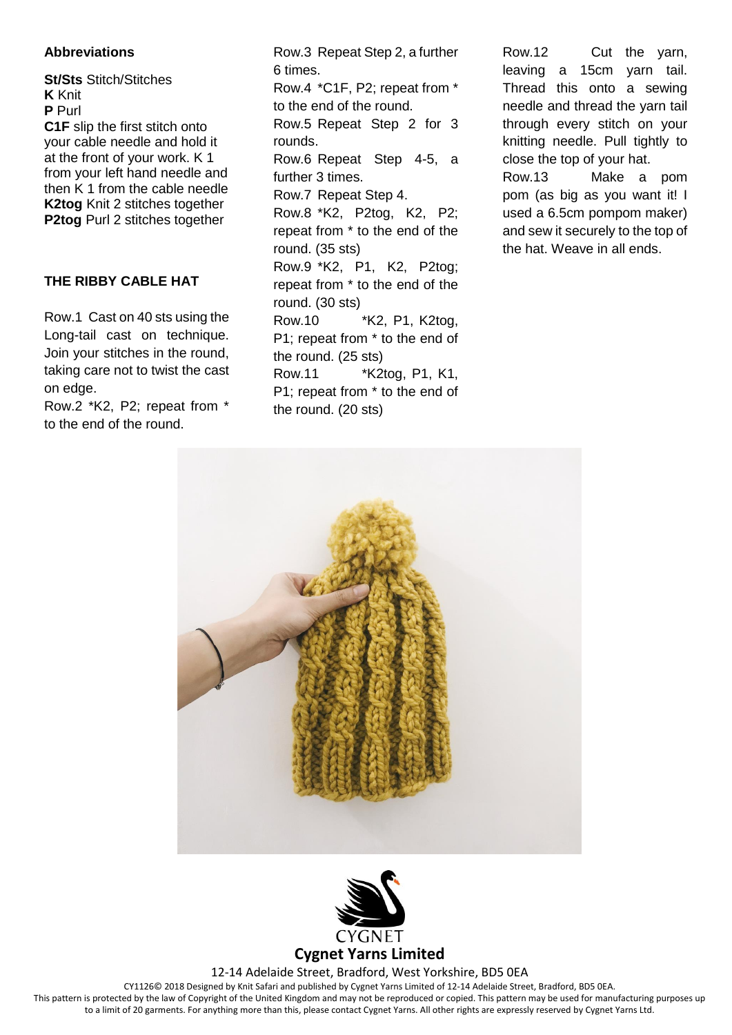## Abbreviations

**St/Sts** Stitch/Stitches
**K** Knit
**P** Purl
**C1F** slip the first stitch onto your cable needle and hold it at the front of your work. K 1 from your left hand needle and then K 1 from the cable needle
**K2tog** Knit 2 stitches together
**P2tog** Purl 2 stitches together

## THE RIBBY CABLE HAT

Row.1 Cast on 40 sts using the Long-tail cast on technique. Join your stitches in the round, taking care not to twist the cast on edge.
Row.2 *K2, P2; repeat from * to the end of the round.
Row.3 Repeat Step 2, a further 6 times.
Row.4 *C1F, P2; repeat from * to the end of the round.
Row.5 Repeat Step 2 for 3 rounds.
Row.6 Repeat Step 4-5, a further 3 times.
Row.7 Repeat Step 4.
Row.8 *K2, P2tog, K2, P2; repeat from * to the end of the round. (35 sts)
Row.9 *K2, P1, K2, P2tog; repeat from * to the end of the round. (30 sts)
Row.10 *K2, P1, K2tog, P1; repeat from * to the end of the round. (25 sts)
Row.11 *K2tog, P1, K1, P1; repeat from * to the end of the round. (20 sts)
Row.12 Cut the yarn, leaving a 15cm yarn tail. Thread this onto a sewing needle and thread the yarn tail through every stitch on your knitting needle. Pull tightly to close the top of your hat.
Row.13 Make a pom pom (as big as you want it! I used a 6.5cm pompom maker) and sew it securely to the top of the hat. Weave in all ends.

CYGNET
**Cygnet Yarns Limited**
12-14 Adelaide Street, Bradford, West Yorkshire, BD5 0EA

CY1126© 2018 Designed by Knit Safari and published by Cygnet Yarns Limited of 12-14 Adelaide Street, Bradford, BD5 0EA.
This pattern is protected by the law of Copyright of the United Kingdom and may not be reproduced or copied. This pattern may be used for manufacturing purposes up to a limit of 20 garments. For anything more than this, please contact Cygnet Yarns. All other rights are expressly reserved by Cygnet Yarns Ltd.